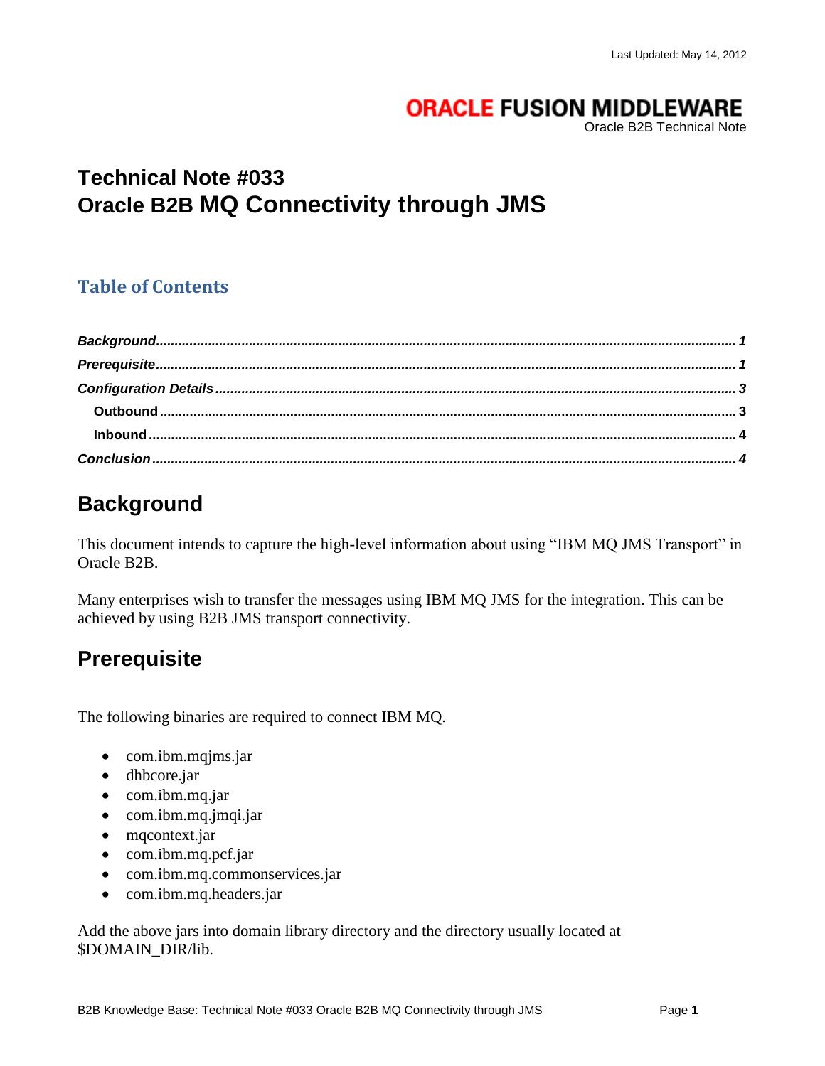Last Updated: May 14, 2012

**ORACLE FUSION MIDDLEWARE**
Oracle B2B Technical Note

# Technical Note #033
# Oracle B2B MQ Connectivity through JMS

## Table of Contents

*Background* ........ 1
*Prerequisite* ........ 1
*Configuration Details* ........ 3
  Outbound ........ 3
  Inbound ........ 4
*Conclusion* ........ 4

## Background

This document intends to capture the high-level information about using “IBM MQ JMS Transport” in Oracle B2B.

Many enterprises wish to transfer the messages using IBM MQ JMS for the integration. This can be achieved by using B2B JMS transport connectivity.

## Prerequisite

The following binaries are required to connect IBM MQ.

- com.ibm.mqjms.jar
- dhbcore.jar
- com.ibm.mq.jar
- com.ibm.mq.jmqi.jar
- mqcontext.jar
- com.ibm.mq.pcf.jar
- com.ibm.mq.commonservices.jar
- com.ibm.mq.headers.jar

Add the above jars into domain library directory and the directory usually located at $DOMAIN_DIR/lib.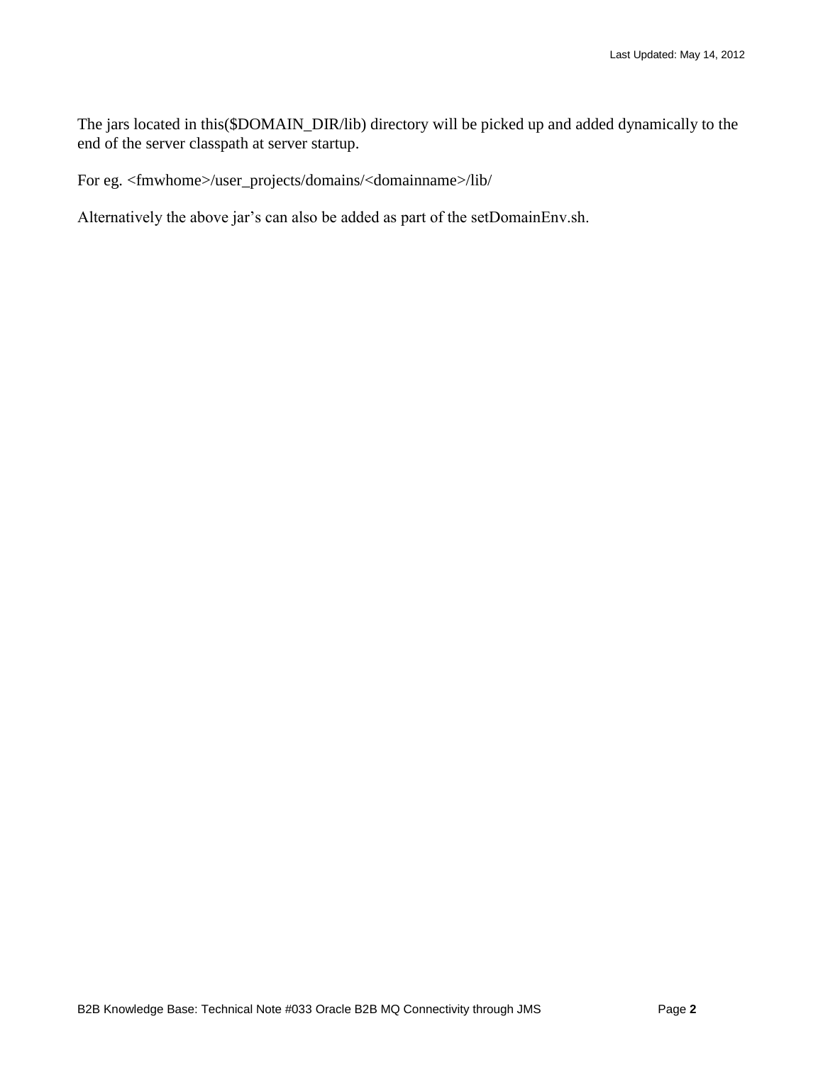The jars located in this($DOMAIN_DIR/lib) directory will be picked up and added dynamically to the end of the server classpath at server startup.

For eg. <fmwhome>/user_projects/domains/<domainname>/lib/

Alternatively the above jar's can also be added as part of the setDomainEnv.sh.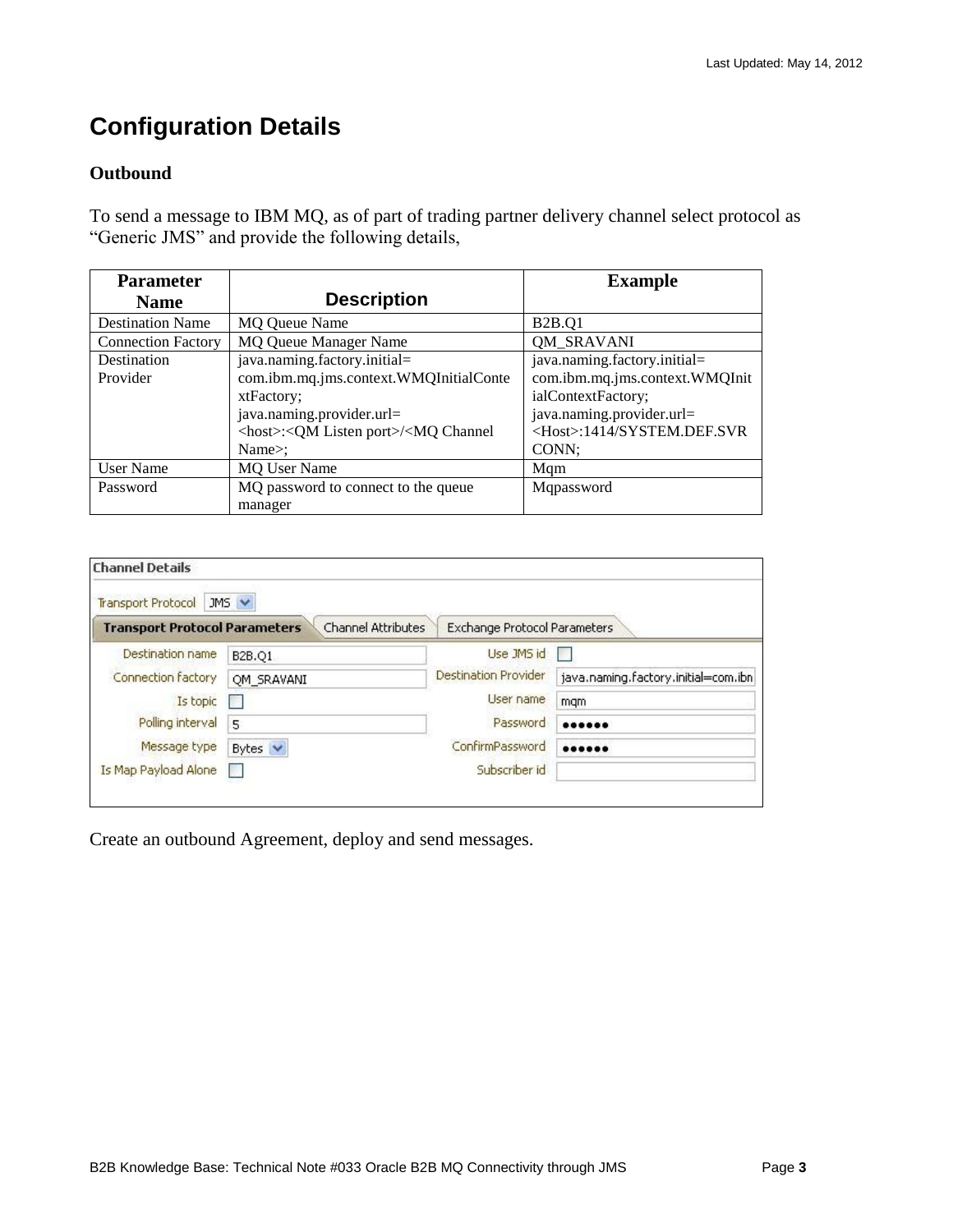# Configuration Details

### Outbound

To send a message to IBM MQ, as of part of trading partner delivery channel select protocol as "Generic JMS" and provide the following details,

| Parameter Name | Description | Example |
|---|---|---|
| Destination Name | MQ Queue Name | B2B.Q1 |
| Connection Factory | MQ Queue Manager Name | QM_SRAVANI |
| Destination Provider | java.naming.factory.initial= com.ibm.mq.jms.context.WMQInitialContextFactory; java.naming.provider.url= <host>:<QM Listen port>/<MQ Channel Name>; | java.naming.factory.initial= com.ibm.mq.jms.context.WMQInitialContextFactory; java.naming.provider.url= <Host>:1414/SYSTEM.DEF.SVRCONN; |
| User Name | MQ User Name | Mqm |
| Password | MQ password to connect to the queue manager | Mqpassword |

Create an outbound Agreement, deploy and send messages.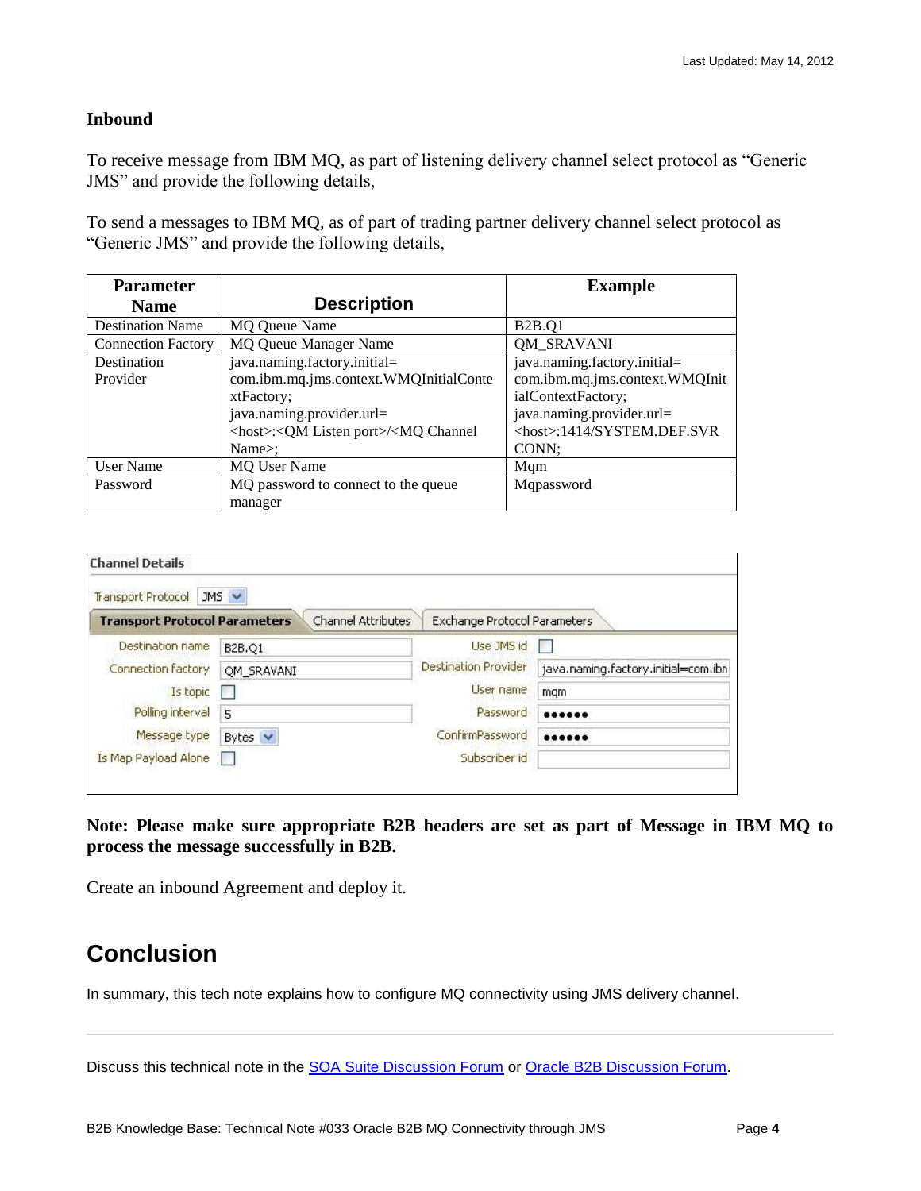### Inbound

To receive message from IBM MQ, as part of listening delivery channel select protocol as "Generic JMS" and provide the following details,

To send a messages to IBM MQ, as of part of trading partner delivery channel select protocol as "Generic JMS" and provide the following details,

| Parameter Name | Description | Example |
|---|---|---|
| Destination Name | MQ Queue Name | B2B.Q1 |
| Connection Factory | MQ Queue Manager Name | QM_SRAVANI |
| Destination Provider | java.naming.factory.initial= com.ibm.mq.jms.context.WMQInitialContextFactory; java.naming.provider.url= <host>:<QM Listen port>/<MQ Channel Name>; | java.naming.factory.initial= com.ibm.mq.jms.context.WMQInitialContextFactory; java.naming.provider.url= <host>:1414/SYSTEM.DEF.SVRCONN; |
| User Name | MQ User Name | Mqm |
| Password | MQ password to connect to the queue manager | Mqpassword |

Channel Details

Transport Protocol: JMS

Transport Protocol Parameters | Channel Attributes | Exchange Protocol Parameters

| | | | |
|---|---|---|---|
| Destination name | B2B.Q1 | Use JMS id | ☐ |
| Connection factory | QM_SRAVANI | Destination Provider | java.naming.factory.initial=com.ibn |
| Is topic | ☐ | User name | mqm |
| Polling interval | 5 | Password | •••••• |
| Message type | Bytes | ConfirmPassword | •••••• |
| Is Map Payload Alone | ☐ | Subscriber id | |

**Note: Please make sure appropriate B2B headers are set as part of Message in IBM MQ to process the message successfully in B2B.**

Create an inbound Agreement and deploy it.

## Conclusion

In summary, this tech note explains how to configure MQ connectivity using JMS delivery channel.

Discuss this technical note in the SOA Suite Discussion Forum or Oracle B2B Discussion Forum.